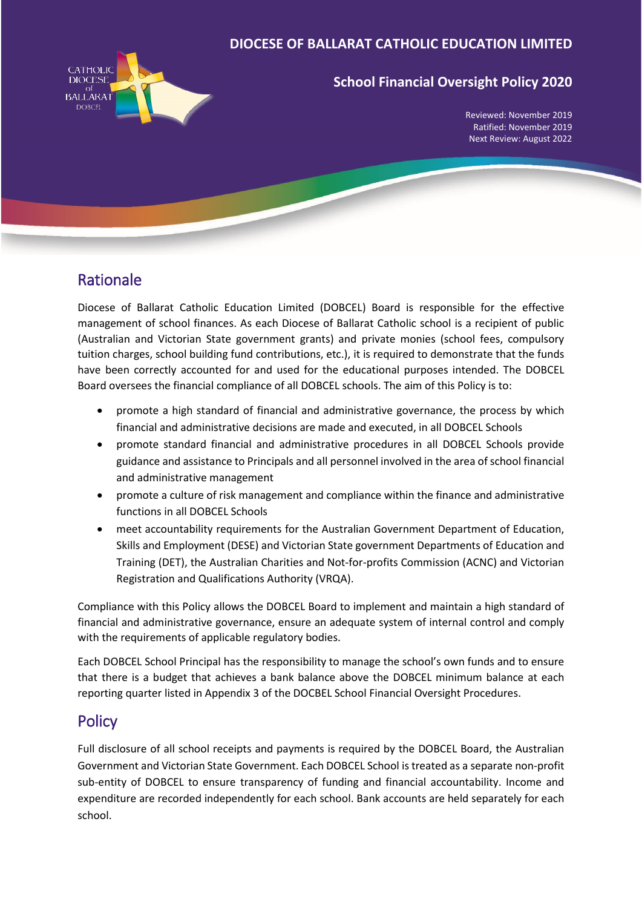DIOCESE OF BALLARAT CATHOLIC EDUCATION LIMITED

# School Financial Oversight Policy 2020

Reviewed: November 2019
Ratified: November 2019
Next Review: August 2022

## Rationale

Diocese of Ballarat Catholic Education Limited (DOBCEL) Board is responsible for the effective management of school finances. As each Diocese of Ballarat Catholic school is a recipient of public (Australian and Victorian State government grants) and private monies (school fees, compulsory tuition charges, school building fund contributions, etc.), it is required to demonstrate that the funds have been correctly accounted for and used for the educational purposes intended. The DOBCEL Board oversees the financial compliance of all DOBCEL schools. The aim of this Policy is to:

- promote a high standard of financial and administrative governance, the process by which financial and administrative decisions are made and executed, in all DOBCEL Schools
- promote standard financial and administrative procedures in all DOBCEL Schools provide guidance and assistance to Principals and all personnel involved in the area of school financial and administrative management
- promote a culture of risk management and compliance within the finance and administrative functions in all DOBCEL Schools
- meet accountability requirements for the Australian Government Department of Education, Skills and Employment (DESE) and Victorian State government Departments of Education and Training (DET), the Australian Charities and Not-for-profits Commission (ACNC) and Victorian Registration and Qualifications Authority (VRQA).

Compliance with this Policy allows the DOBCEL Board to implement and maintain a high standard of financial and administrative governance, ensure an adequate system of internal control and comply with the requirements of applicable regulatory bodies.

Each DOBCEL School Principal has the responsibility to manage the school's own funds and to ensure that there is a budget that achieves a bank balance above the DOBCEL minimum balance at each reporting quarter listed in Appendix 3 of the DOCBEL School Financial Oversight Procedures.

## Policy

Full disclosure of all school receipts and payments is required by the DOBCEL Board, the Australian Government and Victorian State Government. Each DOBCEL School is treated as a separate non-profit sub-entity of DOBCEL to ensure transparency of funding and financial accountability. Income and expenditure are recorded independently for each school. Bank accounts are held separately for each school.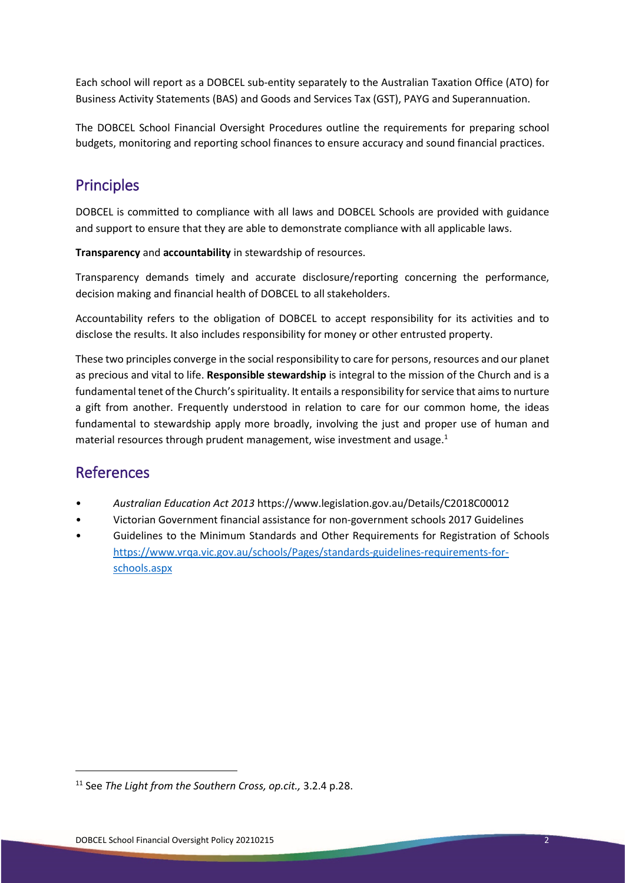Each school will report as a DOBCEL sub-entity separately to the Australian Taxation Office (ATO) for Business Activity Statements (BAS) and Goods and Services Tax (GST), PAYG and Superannuation.

The DOBCEL School Financial Oversight Procedures outline the requirements for preparing school budgets, monitoring and reporting school finances to ensure accuracy and sound financial practices.

## Principles

DOBCEL is committed to compliance with all laws and DOBCEL Schools are provided with guidance and support to ensure that they are able to demonstrate compliance with all applicable laws.

**Transparency** and **accountability** in stewardship of resources.

Transparency demands timely and accurate disclosure/reporting concerning the performance, decision making and financial health of DOBCEL to all stakeholders.

Accountability refers to the obligation of DOBCEL to accept responsibility for its activities and to disclose the results. It also includes responsibility for money or other entrusted property.

These two principles converge in the social responsibility to care for persons, resources and our planet as precious and vital to life. **Responsible stewardship** is integral to the mission of the Church and is a fundamental tenet of the Church's spirituality. It entails a responsibility for service that aims to nurture a gift from another. Frequently understood in relation to care for our common home, the ideas fundamental to stewardship apply more broadly, involving the just and proper use of human and material resources through prudent management, wise investment and usage.[1]

## References

- *Australian Education Act 2013* https://www.legislation.gov.au/Details/C2018C00012
- Victorian Government financial assistance for non-government schools 2017 Guidelines
- Guidelines to the Minimum Standards and Other Requirements for Registration of Schools https://www.vrqa.vic.gov.au/schools/Pages/standards-guidelines-requirements-for-schools.aspx

[11] See *The Light from the Southern Cross, op.cit.,* 3.2.4 p.28.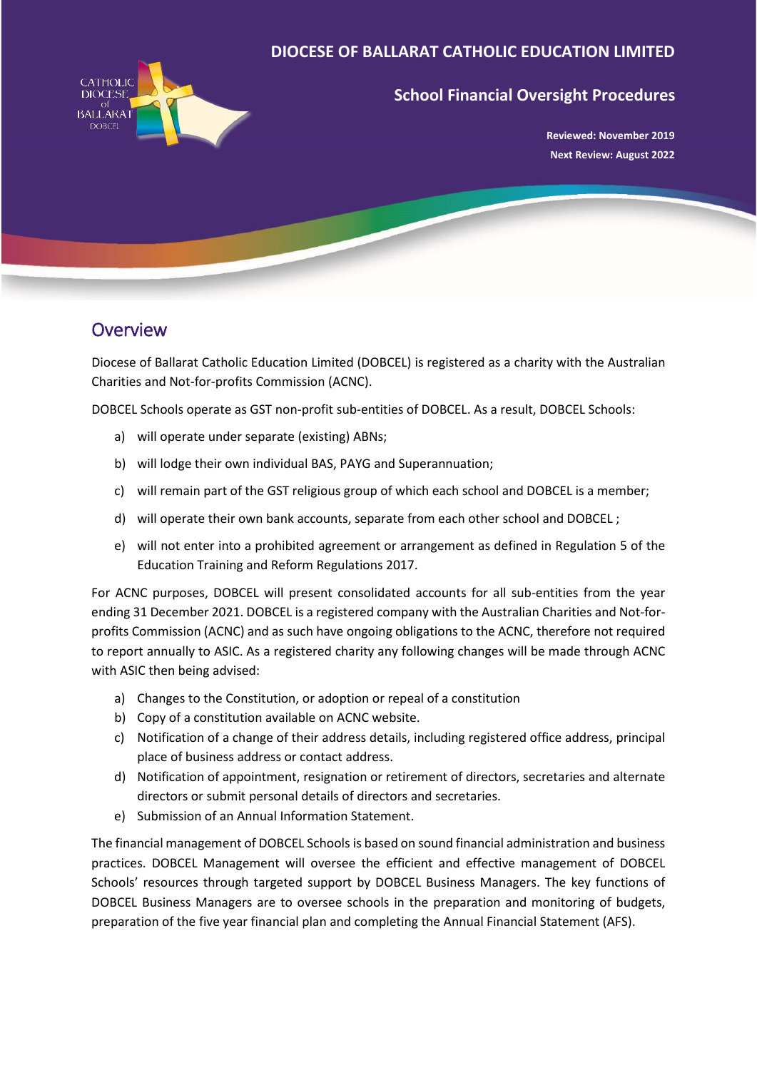# DIOCESE OF BALLARAT CATHOLIC EDUCATION LIMITED

## School Financial Oversight Procedures

**Reviewed: November 2019**
**Next Review: August 2022**

## Overview

Diocese of Ballarat Catholic Education Limited (DOBCEL) is registered as a charity with the Australian Charities and Not-for-profits Commission (ACNC).

DOBCEL Schools operate as GST non-profit sub-entities of DOBCEL. As a result, DOBCEL Schools:

a) will operate under separate (existing) ABNs;

b) will lodge their own individual BAS, PAYG and Superannuation;

c) will remain part of the GST religious group of which each school and DOBCEL is a member;

d) will operate their own bank accounts, separate from each other school and DOBCEL ;

e) will not enter into a prohibited agreement or arrangement as defined in Regulation 5 of the Education Training and Reform Regulations 2017.

For ACNC purposes, DOBCEL will present consolidated accounts for all sub-entities from the year ending 31 December 2021. DOBCEL is a registered company with the Australian Charities and Not-for-profits Commission (ACNC) and as such have ongoing obligations to the ACNC, therefore not required to report annually to ASIC. As a registered charity any following changes will be made through ACNC with ASIC then being advised:

a) Changes to the Constitution, or adoption or repeal of a constitution
b) Copy of a constitution available on ACNC website.
c) Notification of a change of their address details, including registered office address, principal place of business address or contact address.
d) Notification of appointment, resignation or retirement of directors, secretaries and alternate directors or submit personal details of directors and secretaries.
e) Submission of an Annual Information Statement.

The financial management of DOBCEL Schools is based on sound financial administration and business practices. DOBCEL Management will oversee the efficient and effective management of DOBCEL Schools' resources through targeted support by DOBCEL Business Managers. The key functions of DOBCEL Business Managers are to oversee schools in the preparation and monitoring of budgets, preparation of the five year financial plan and completing the Annual Financial Statement (AFS).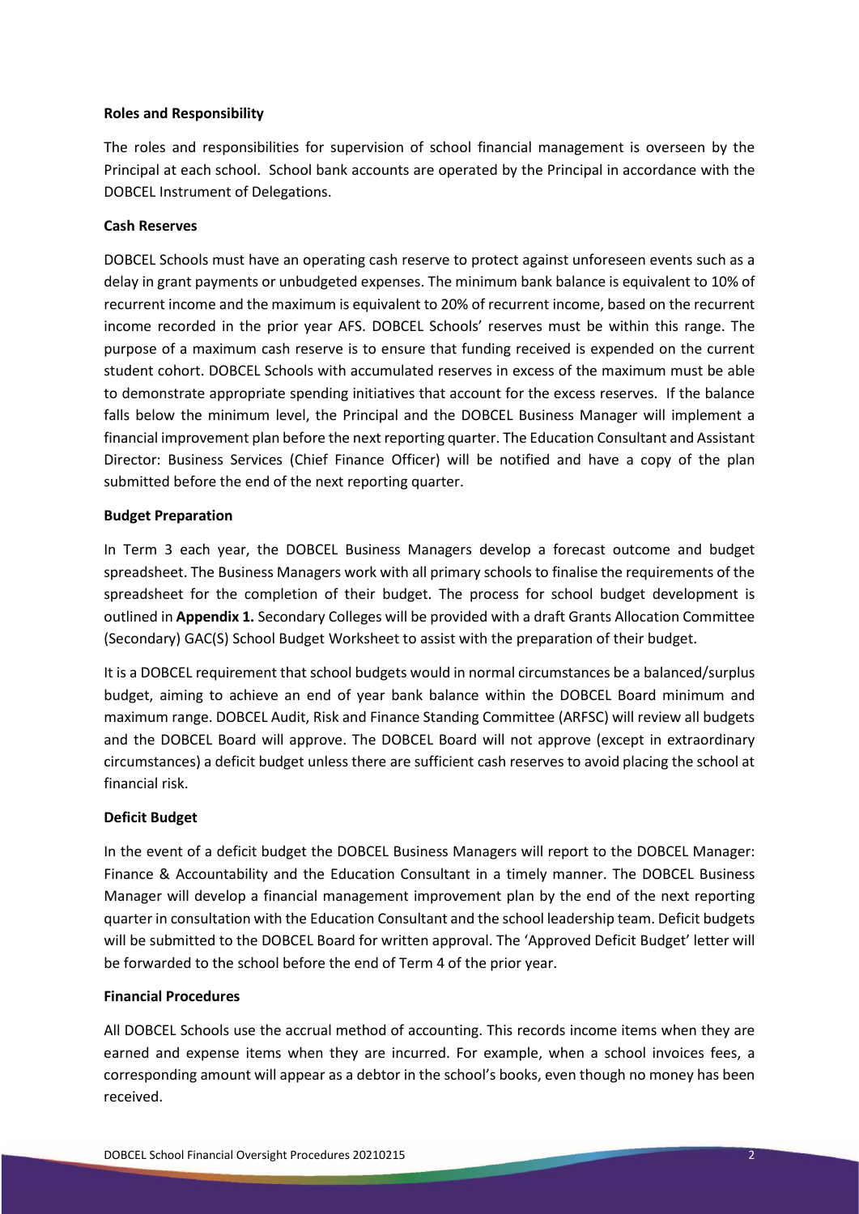**Roles and Responsibility**

The roles and responsibilities for supervision of school financial management is overseen by the Principal at each school. School bank accounts are operated by the Principal in accordance with the DOBCEL Instrument of Delegations.

**Cash Reserves**

DOBCEL Schools must have an operating cash reserve to protect against unforeseen events such as a delay in grant payments or unbudgeted expenses. The minimum bank balance is equivalent to 10% of recurrent income and the maximum is equivalent to 20% of recurrent income, based on the recurrent income recorded in the prior year AFS. DOBCEL Schools' reserves must be within this range. The purpose of a maximum cash reserve is to ensure that funding received is expended on the current student cohort. DOBCEL Schools with accumulated reserves in excess of the maximum must be able to demonstrate appropriate spending initiatives that account for the excess reserves. If the balance falls below the minimum level, the Principal and the DOBCEL Business Manager will implement a financial improvement plan before the next reporting quarter. The Education Consultant and Assistant Director: Business Services (Chief Finance Officer) will be notified and have a copy of the plan submitted before the end of the next reporting quarter.

**Budget Preparation**

In Term 3 each year, the DOBCEL Business Managers develop a forecast outcome and budget spreadsheet. The Business Managers work with all primary schools to finalise the requirements of the spreadsheet for the completion of their budget. The process for school budget development is outlined in **Appendix 1.** Secondary Colleges will be provided with a draft Grants Allocation Committee (Secondary) GAC(S) School Budget Worksheet to assist with the preparation of their budget.

It is a DOBCEL requirement that school budgets would in normal circumstances be a balanced/surplus budget, aiming to achieve an end of year bank balance within the DOBCEL Board minimum and maximum range. DOBCEL Audit, Risk and Finance Standing Committee (ARFSC) will review all budgets and the DOBCEL Board will approve. The DOBCEL Board will not approve (except in extraordinary circumstances) a deficit budget unless there are sufficient cash reserves to avoid placing the school at financial risk.

**Deficit Budget**

In the event of a deficit budget the DOBCEL Business Managers will report to the DOBCEL Manager: Finance & Accountability and the Education Consultant in a timely manner. The DOBCEL Business Manager will develop a financial management improvement plan by the end of the next reporting quarter in consultation with the Education Consultant and the school leadership team. Deficit budgets will be submitted to the DOBCEL Board for written approval. The 'Approved Deficit Budget' letter will be forwarded to the school before the end of Term 4 of the prior year.

**Financial Procedures**

All DOBCEL Schools use the accrual method of accounting. This records income items when they are earned and expense items when they are incurred. For example, when a school invoices fees, a corresponding amount will appear as a debtor in the school's books, even though no money has been received.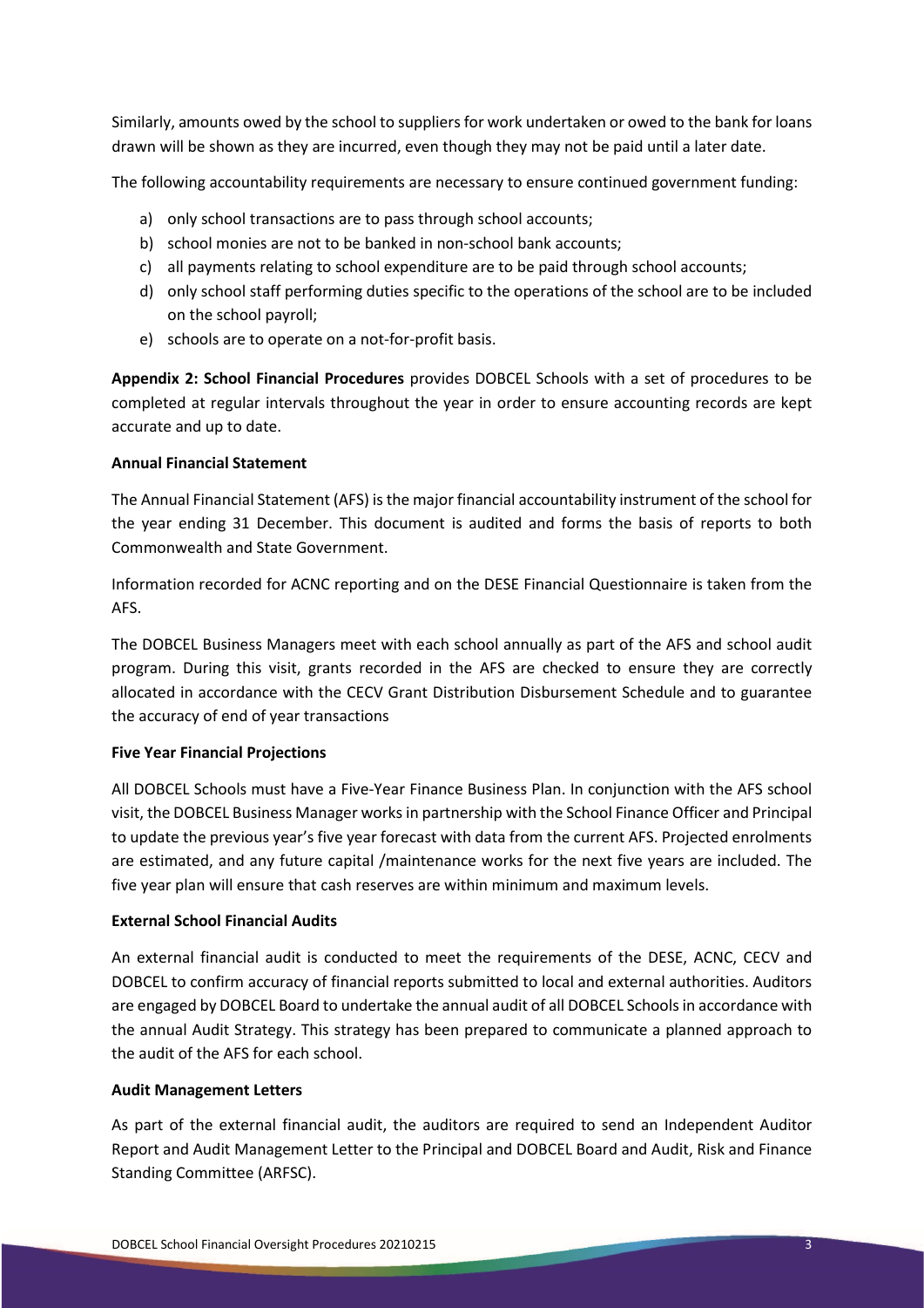Similarly, amounts owed by the school to suppliers for work undertaken or owed to the bank for loans drawn will be shown as they are incurred, even though they may not be paid until a later date.

The following accountability requirements are necessary to ensure continued government funding:

a) only school transactions are to pass through school accounts;
b) school monies are not to be banked in non-school bank accounts;
c) all payments relating to school expenditure are to be paid through school accounts;
d) only school staff performing duties specific to the operations of the school are to be included on the school payroll;
e) schools are to operate on a not-for-profit basis.

**Appendix 2: School Financial Procedures** provides DOBCEL Schools with a set of procedures to be completed at regular intervals throughout the year in order to ensure accounting records are kept accurate and up to date.

**Annual Financial Statement**

The Annual Financial Statement (AFS) is the major financial accountability instrument of the school for the year ending 31 December. This document is audited and forms the basis of reports to both Commonwealth and State Government.

Information recorded for ACNC reporting and on the DESE Financial Questionnaire is taken from the AFS.

The DOBCEL Business Managers meet with each school annually as part of the AFS and school audit program. During this visit, grants recorded in the AFS are checked to ensure they are correctly allocated in accordance with the CECV Grant Distribution Disbursement Schedule and to guarantee the accuracy of end of year transactions

**Five Year Financial Projections**

All DOBCEL Schools must have a Five-Year Finance Business Plan. In conjunction with the AFS school visit, the DOBCEL Business Manager works in partnership with the School Finance Officer and Principal to update the previous year's five year forecast with data from the current AFS. Projected enrolments are estimated, and any future capital /maintenance works for the next five years are included. The five year plan will ensure that cash reserves are within minimum and maximum levels.

**External School Financial Audits**

An external financial audit is conducted to meet the requirements of the DESE, ACNC, CECV and DOBCEL to confirm accuracy of financial reports submitted to local and external authorities. Auditors are engaged by DOBCEL Board to undertake the annual audit of all DOBCEL Schools in accordance with the annual Audit Strategy. This strategy has been prepared to communicate a planned approach to the audit of the AFS for each school.

**Audit Management Letters**

As part of the external financial audit, the auditors are required to send an Independent Auditor Report and Audit Management Letter to the Principal and DOBCEL Board and Audit, Risk and Finance Standing Committee (ARFSC).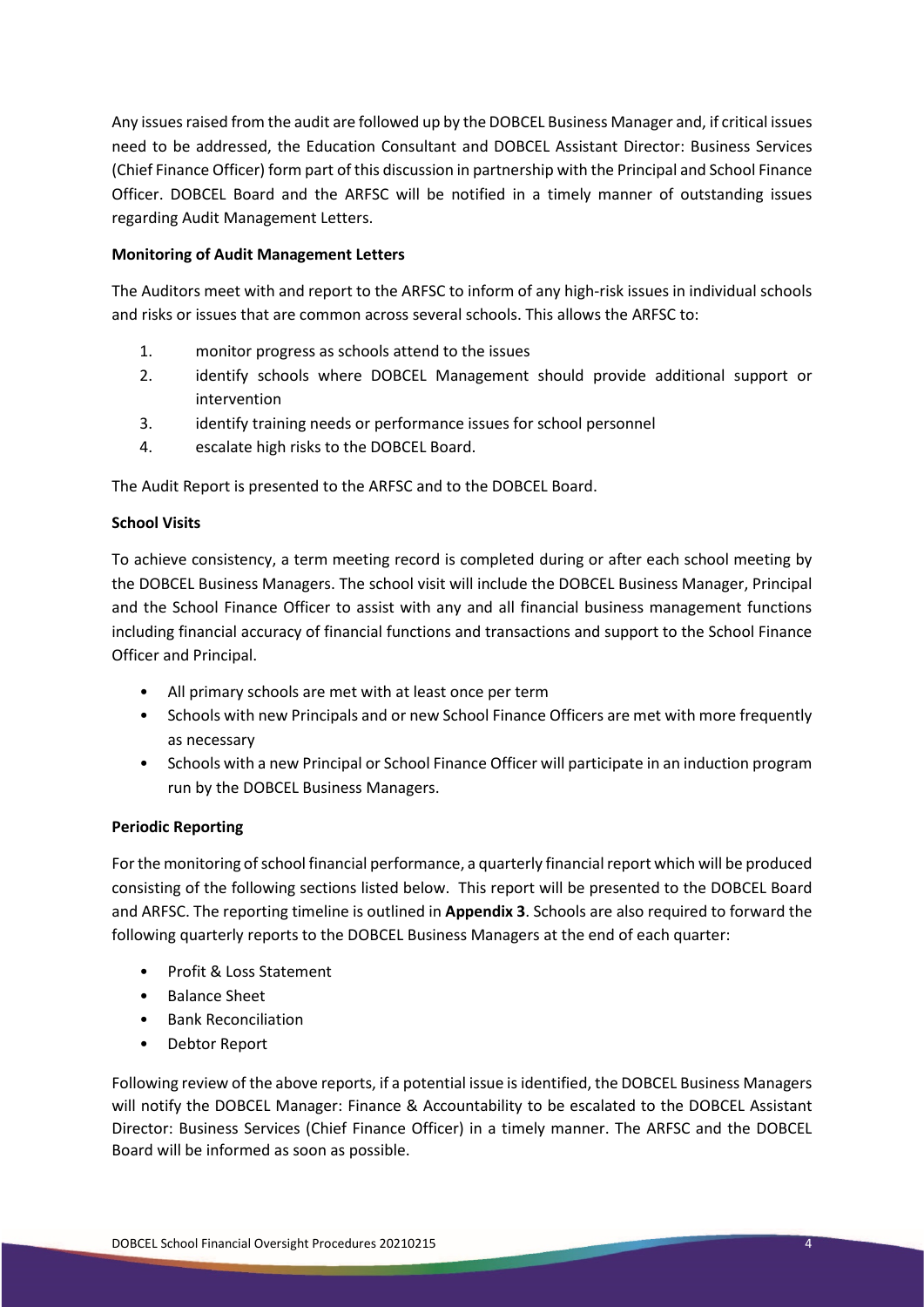Any issues raised from the audit are followed up by the DOBCEL Business Manager and, if critical issues need to be addressed, the Education Consultant and DOBCEL Assistant Director: Business Services (Chief Finance Officer) form part of this discussion in partnership with the Principal and School Finance Officer. DOBCEL Board and the ARFSC will be notified in a timely manner of outstanding issues regarding Audit Management Letters.

**Monitoring of Audit Management Letters**

The Auditors meet with and report to the ARFSC to inform of any high-risk issues in individual schools and risks or issues that are common across several schools. This allows the ARFSC to:

1. monitor progress as schools attend to the issues
2. identify schools where DOBCEL Management should provide additional support or intervention
3. identify training needs or performance issues for school personnel
4. escalate high risks to the DOBCEL Board.

The Audit Report is presented to the ARFSC and to the DOBCEL Board.

**School Visits**

To achieve consistency, a term meeting record is completed during or after each school meeting by the DOBCEL Business Managers. The school visit will include the DOBCEL Business Manager, Principal and the School Finance Officer to assist with any and all financial business management functions including financial accuracy of financial functions and transactions and support to the School Finance Officer and Principal.

- All primary schools are met with at least once per term
- Schools with new Principals and or new School Finance Officers are met with more frequently as necessary
- Schools with a new Principal or School Finance Officer will participate in an induction program run by the DOBCEL Business Managers.

**Periodic Reporting**

For the monitoring of school financial performance, a quarterly financial report which will be produced consisting of the following sections listed below. This report will be presented to the DOBCEL Board and ARFSC. The reporting timeline is outlined in **Appendix 3**. Schools are also required to forward the following quarterly reports to the DOBCEL Business Managers at the end of each quarter:

- Profit & Loss Statement
- Balance Sheet
- Bank Reconciliation
- Debtor Report

Following review of the above reports, if a potential issue is identified, the DOBCEL Business Managers will notify the DOBCEL Manager: Finance & Accountability to be escalated to the DOBCEL Assistant Director: Business Services (Chief Finance Officer) in a timely manner. The ARFSC and the DOBCEL Board will be informed as soon as possible.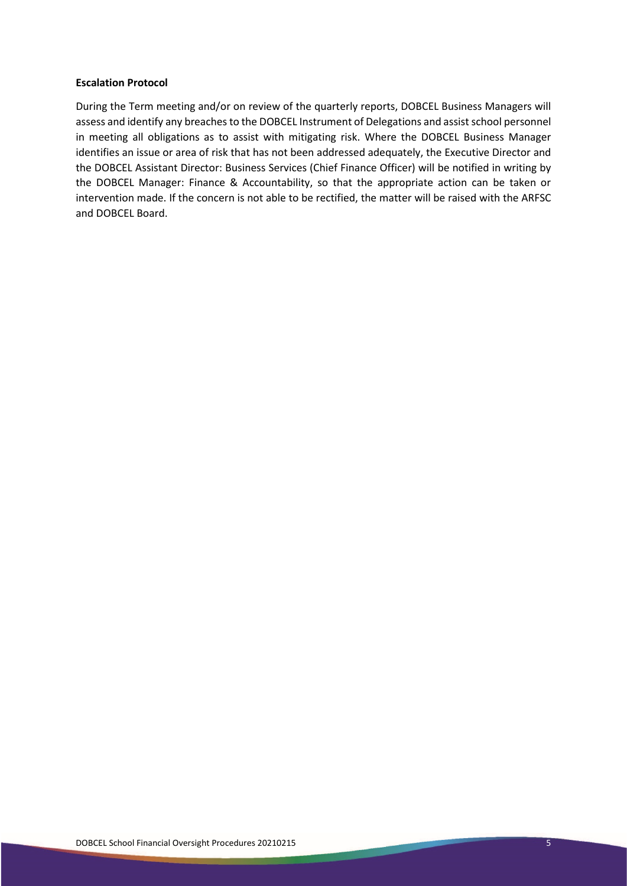**Escalation Protocol**

During the Term meeting and/or on review of the quarterly reports, DOBCEL Business Managers will assess and identify any breaches to the DOBCEL Instrument of Delegations and assist school personnel in meeting all obligations as to assist with mitigating risk. Where the DOBCEL Business Manager identifies an issue or area of risk that has not been addressed adequately, the Executive Director and the DOBCEL Assistant Director: Business Services (Chief Finance Officer) will be notified in writing by the DOBCEL Manager: Finance & Accountability, so that the appropriate action can be taken or intervention made. If the concern is not able to be rectified, the matter will be raised with the ARFSC and DOBCEL Board.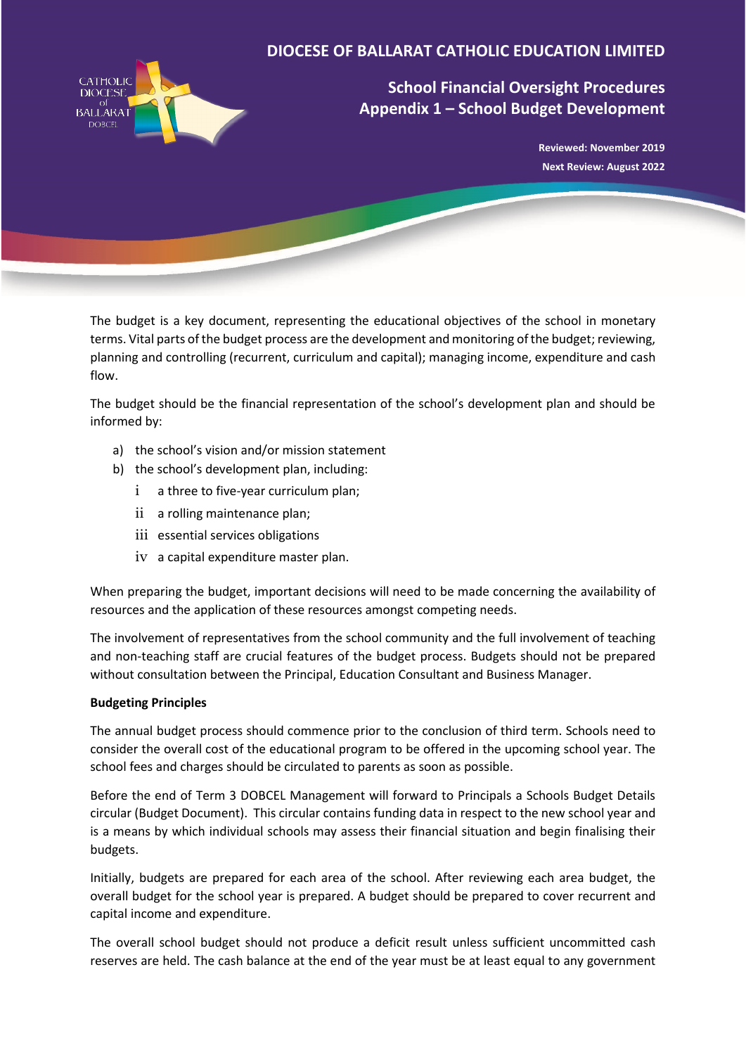# DIOCESE OF BALLARAT CATHOLIC EDUCATION LIMITED

## School Financial Oversight Procedures
## Appendix 1 – School Budget Development

**Reviewed: November 2019**
**Next Review: August 2022**

The budget is a key document, representing the educational objectives of the school in monetary terms. Vital parts of the budget process are the development and monitoring of the budget; reviewing, planning and controlling (recurrent, curriculum and capital); managing income, expenditure and cash flow.

The budget should be the financial representation of the school's development plan and should be informed by:

a) the school's vision and/or mission statement
b) the school's development plan, including:
   i a three to five-year curriculum plan;
   ii a rolling maintenance plan;
   iii essential services obligations
   iv a capital expenditure master plan.

When preparing the budget, important decisions will need to be made concerning the availability of resources and the application of these resources amongst competing needs.

The involvement of representatives from the school community and the full involvement of teaching and non-teaching staff are crucial features of the budget process. Budgets should not be prepared without consultation between the Principal, Education Consultant and Business Manager.

**Budgeting Principles**

The annual budget process should commence prior to the conclusion of third term. Schools need to consider the overall cost of the educational program to be offered in the upcoming school year. The school fees and charges should be circulated to parents as soon as possible.

Before the end of Term 3 DOBCEL Management will forward to Principals a Schools Budget Details circular (Budget Document). This circular contains funding data in respect to the new school year and is a means by which individual schools may assess their financial situation and begin finalising their budgets.

Initially, budgets are prepared for each area of the school. After reviewing each area budget, the overall budget for the school year is prepared. A budget should be prepared to cover recurrent and capital income and expenditure.

The overall school budget should not produce a deficit result unless sufficient uncommitted cash reserves are held. The cash balance at the end of the year must be at least equal to any government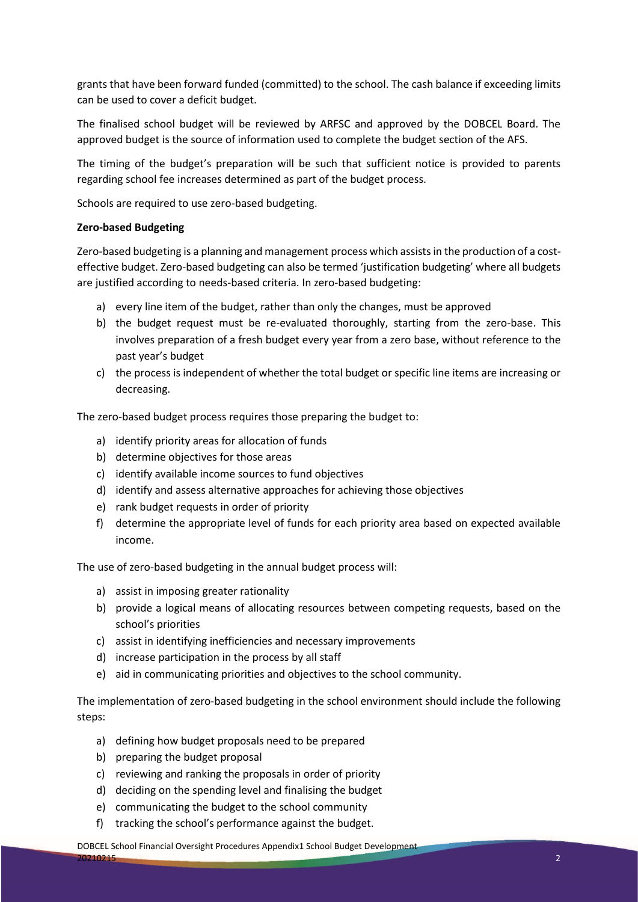grants that have been forward funded (committed) to the school. The cash balance if exceeding limits can be used to cover a deficit budget.

The finalised school budget will be reviewed by ARFSC and approved by the DOBCEL Board. The approved budget is the source of information used to complete the budget section of the AFS.

The timing of the budget's preparation will be such that sufficient notice is provided to parents regarding school fee increases determined as part of the budget process.

Schools are required to use zero-based budgeting.

**Zero-based Budgeting**

Zero-based budgeting is a planning and management process which assists in the production of a cost-effective budget. Zero-based budgeting can also be termed 'justification budgeting' where all budgets are justified according to needs-based criteria. In zero-based budgeting:

a) every line item of the budget, rather than only the changes, must be approved
b) the budget request must be re-evaluated thoroughly, starting from the zero-base. This involves preparation of a fresh budget every year from a zero base, without reference to the past year's budget
c) the process is independent of whether the total budget or specific line items are increasing or decreasing.

The zero-based budget process requires those preparing the budget to:

a) identify priority areas for allocation of funds
b) determine objectives for those areas
c) identify available income sources to fund objectives
d) identify and assess alternative approaches for achieving those objectives
e) rank budget requests in order of priority
f) determine the appropriate level of funds for each priority area based on expected available income.

The use of zero-based budgeting in the annual budget process will:

a) assist in imposing greater rationality
b) provide a logical means of allocating resources between competing requests, based on the school's priorities
c) assist in identifying inefficiencies and necessary improvements
d) increase participation in the process by all staff
e) aid in communicating priorities and objectives to the school community.

The implementation of zero-based budgeting in the school environment should include the following steps:

a) defining how budget proposals need to be prepared
b) preparing the budget proposal
c) reviewing and ranking the proposals in order of priority
d) deciding on the spending level and finalising the budget
e) communicating the budget to the school community
f) tracking the school's performance against the budget.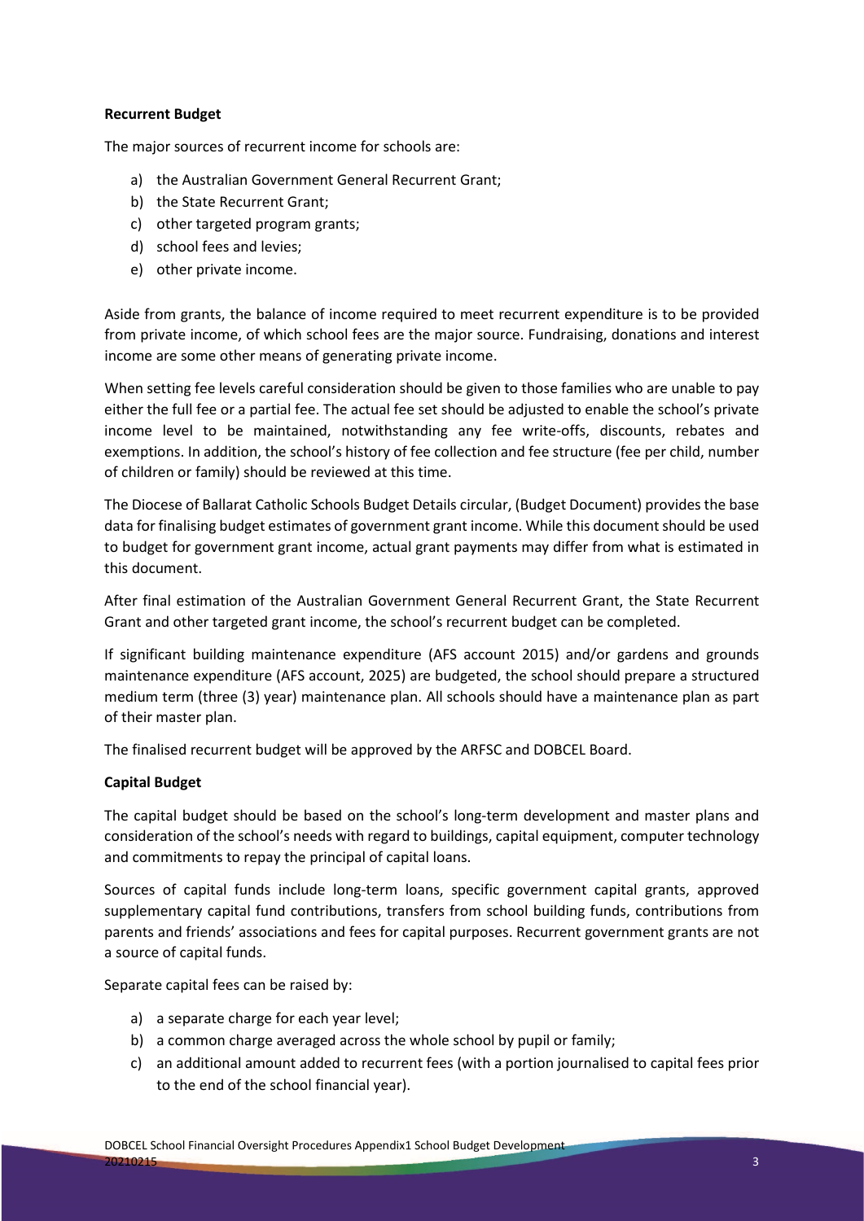**Recurrent Budget**

The major sources of recurrent income for schools are:

a) the Australian Government General Recurrent Grant;
b) the State Recurrent Grant;
c) other targeted program grants;
d) school fees and levies;
e) other private income.

Aside from grants, the balance of income required to meet recurrent expenditure is to be provided from private income, of which school fees are the major source. Fundraising, donations and interest income are some other means of generating private income.

When setting fee levels careful consideration should be given to those families who are unable to pay either the full fee or a partial fee. The actual fee set should be adjusted to enable the school's private income level to be maintained, notwithstanding any fee write-offs, discounts, rebates and exemptions. In addition, the school's history of fee collection and fee structure (fee per child, number of children or family) should be reviewed at this time.

The Diocese of Ballarat Catholic Schools Budget Details circular, (Budget Document) provides the base data for finalising budget estimates of government grant income. While this document should be used to budget for government grant income, actual grant payments may differ from what is estimated in this document.

After final estimation of the Australian Government General Recurrent Grant, the State Recurrent Grant and other targeted grant income, the school's recurrent budget can be completed.

If significant building maintenance expenditure (AFS account 2015) and/or gardens and grounds maintenance expenditure (AFS account, 2025) are budgeted, the school should prepare a structured medium term (three (3) year) maintenance plan. All schools should have a maintenance plan as part of their master plan.

The finalised recurrent budget will be approved by the ARFSC and DOBCEL Board.

**Capital Budget**

The capital budget should be based on the school's long-term development and master plans and consideration of the school's needs with regard to buildings, capital equipment, computer technology and commitments to repay the principal of capital loans.

Sources of capital funds include long-term loans, specific government capital grants, approved supplementary capital fund contributions, transfers from school building funds, contributions from parents and friends' associations and fees for capital purposes. Recurrent government grants are not a source of capital funds.

Separate capital fees can be raised by:

a) a separate charge for each year level;
b) a common charge averaged across the whole school by pupil or family;
c) an additional amount added to recurrent fees (with a portion journalised to capital fees prior to the end of the school financial year).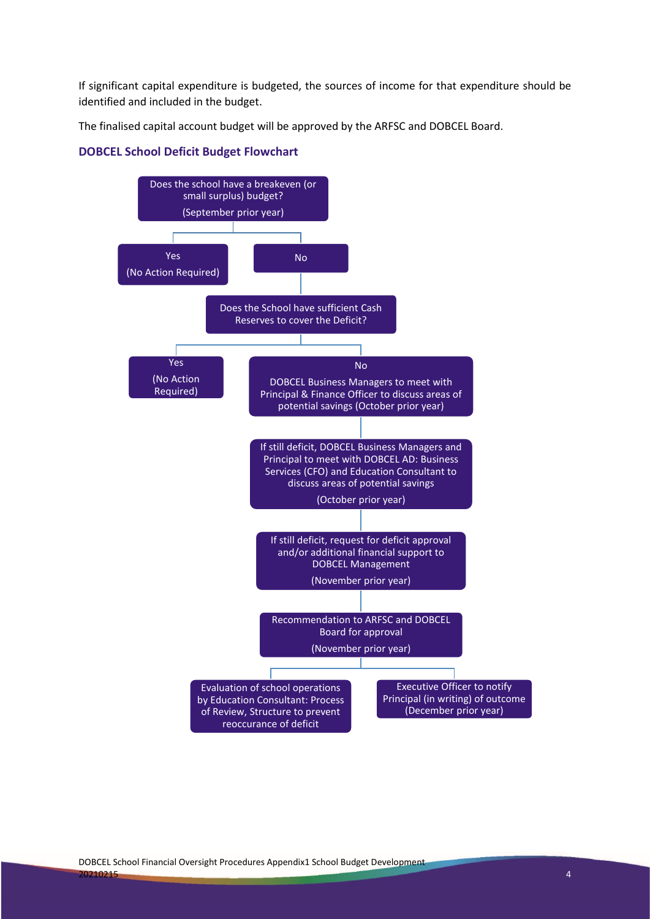If significant capital expenditure is budgeted, the sources of income for that expenditure should be identified and included in the budget.

The finalised capital account budget will be approved by the ARFSC and DOBCEL Board.

### DOBCEL School Deficit Budget Flowchart

Does the school have a breakeven (or small surplus) budget?
(September prior year)

- **Yes** (No Action Required)
- **No**
  - Does the School have sufficient Cash Reserves to cover the Deficit?
    - **Yes** (No Action Required)
    - **No** – DOBCEL Business Managers to meet with Principal & Finance Officer to discuss areas of potential savings (October prior year)
      - If still deficit, DOBCEL Business Managers and Principal to meet with DOBCEL AD: Business Services (CFO) and Education Consultant to discuss areas of potential savings (October prior year)
      - If still deficit, request for deficit approval and/or additional financial support to DOBCEL Management (November prior year)
      - Recommendation to ARFSC and DOBCEL Board for approval (November prior year)
        - Evaluation of school operations by Education Consultant: Process of Review, Structure to prevent reoccurance of deficit
        - Executive Officer to notify Principal (in writing) of outcome (December prior year)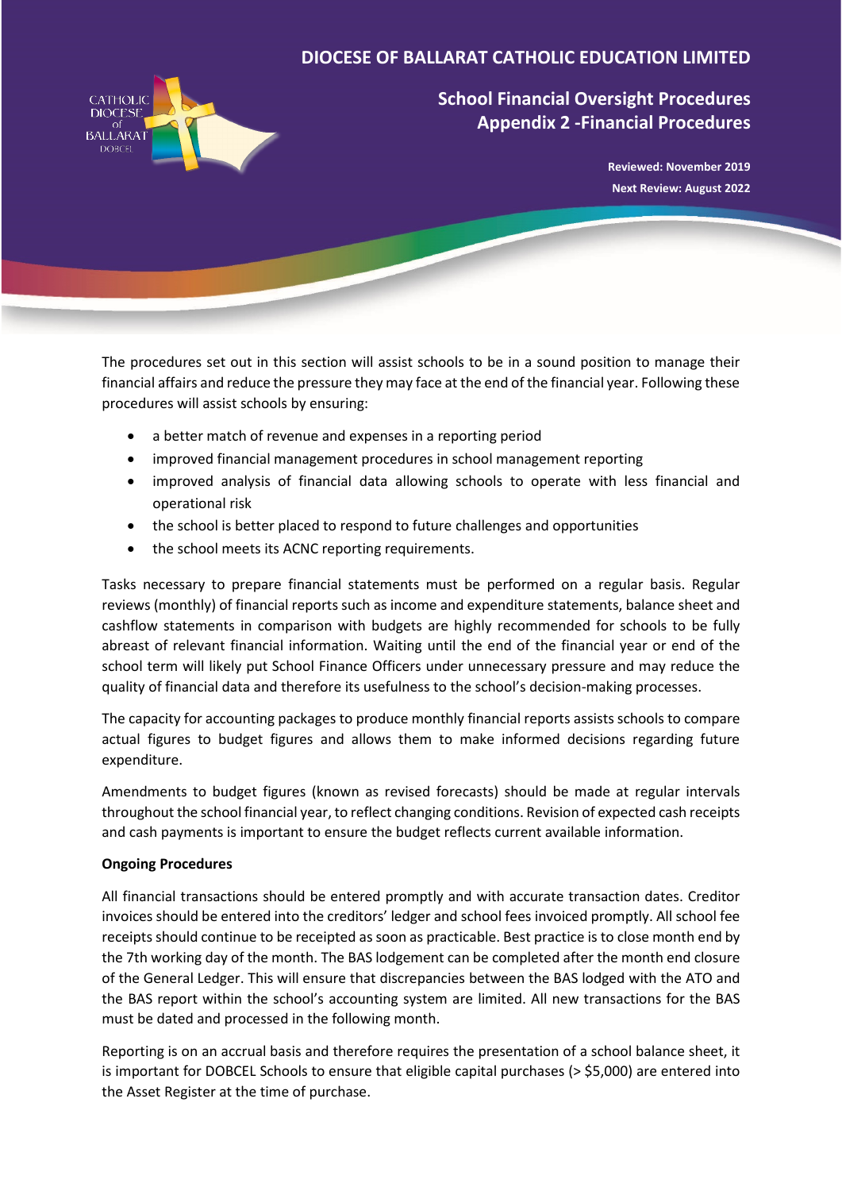# DIOCESE OF BALLARAT CATHOLIC EDUCATION LIMITED

## School Financial Oversight Procedures
## Appendix 2 -Financial Procedures

**Reviewed: November 2019**

**Next Review: August 2022**

The procedures set out in this section will assist schools to be in a sound position to manage their financial affairs and reduce the pressure they may face at the end of the financial year. Following these procedures will assist schools by ensuring:

- a better match of revenue and expenses in a reporting period
- improved financial management procedures in school management reporting
- improved analysis of financial data allowing schools to operate with less financial and operational risk
- the school is better placed to respond to future challenges and opportunities
- the school meets its ACNC reporting requirements.

Tasks necessary to prepare financial statements must be performed on a regular basis. Regular reviews (monthly) of financial reports such as income and expenditure statements, balance sheet and cashflow statements in comparison with budgets are highly recommended for schools to be fully abreast of relevant financial information. Waiting until the end of the financial year or end of the school term will likely put School Finance Officers under unnecessary pressure and may reduce the quality of financial data and therefore its usefulness to the school's decision-making processes.

The capacity for accounting packages to produce monthly financial reports assists schools to compare actual figures to budget figures and allows them to make informed decisions regarding future expenditure.

Amendments to budget figures (known as revised forecasts) should be made at regular intervals throughout the school financial year, to reflect changing conditions. Revision of expected cash receipts and cash payments is important to ensure the budget reflects current available information.

**Ongoing Procedures**

All financial transactions should be entered promptly and with accurate transaction dates. Creditor invoices should be entered into the creditors' ledger and school fees invoiced promptly. All school fee receipts should continue to be receipted as soon as practicable. Best practice is to close month end by the 7th working day of the month. The BAS lodgement can be completed after the month end closure of the General Ledger. This will ensure that discrepancies between the BAS lodged with the ATO and the BAS report within the school's accounting system are limited. All new transactions for the BAS must be dated and processed in the following month.

Reporting is on an accrual basis and therefore requires the presentation of a school balance sheet, it is important for DOBCEL Schools to ensure that eligible capital purchases (> $5,000) are entered into the Asset Register at the time of purchase.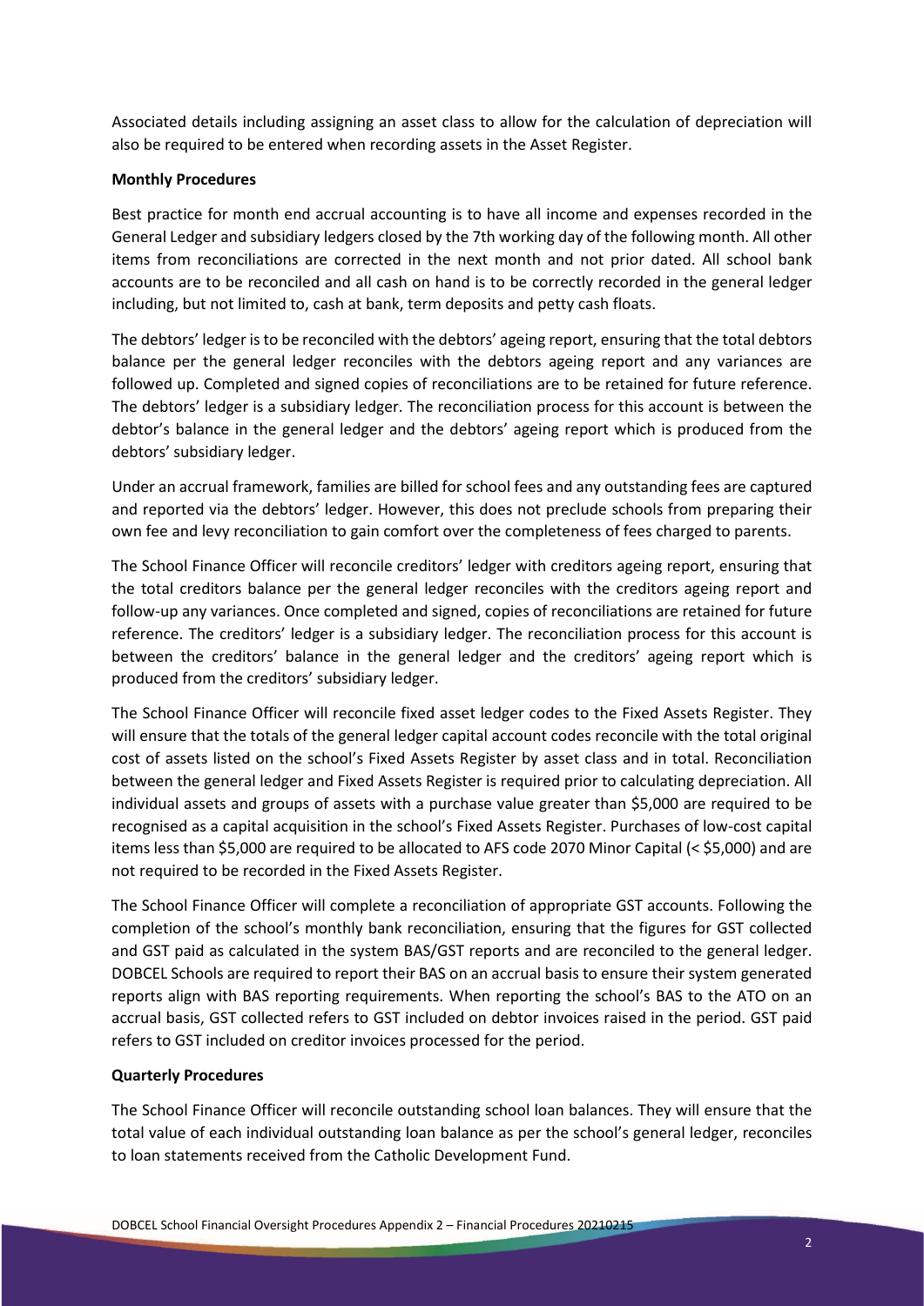Associated details including assigning an asset class to allow for the calculation of depreciation will also be required to be entered when recording assets in the Asset Register.

**Monthly Procedures**

Best practice for month end accrual accounting is to have all income and expenses recorded in the General Ledger and subsidiary ledgers closed by the 7th working day of the following month. All other items from reconciliations are corrected in the next month and not prior dated. All school bank accounts are to be reconciled and all cash on hand is to be correctly recorded in the general ledger including, but not limited to, cash at bank, term deposits and petty cash floats.

The debtors' ledger is to be reconciled with the debtors' ageing report, ensuring that the total debtors balance per the general ledger reconciles with the debtors ageing report and any variances are followed up. Completed and signed copies of reconciliations are to be retained for future reference. The debtors' ledger is a subsidiary ledger. The reconciliation process for this account is between the debtor's balance in the general ledger and the debtors' ageing report which is produced from the debtors' subsidiary ledger.

Under an accrual framework, families are billed for school fees and any outstanding fees are captured and reported via the debtors' ledger. However, this does not preclude schools from preparing their own fee and levy reconciliation to gain comfort over the completeness of fees charged to parents.

The School Finance Officer will reconcile creditors' ledger with creditors ageing report, ensuring that the total creditors balance per the general ledger reconciles with the creditors ageing report and follow-up any variances. Once completed and signed, copies of reconciliations are retained for future reference. The creditors' ledger is a subsidiary ledger. The reconciliation process for this account is between the creditors' balance in the general ledger and the creditors' ageing report which is produced from the creditors' subsidiary ledger.

The School Finance Officer will reconcile fixed asset ledger codes to the Fixed Assets Register. They will ensure that the totals of the general ledger capital account codes reconcile with the total original cost of assets listed on the school's Fixed Assets Register by asset class and in total. Reconciliation between the general ledger and Fixed Assets Register is required prior to calculating depreciation. All individual assets and groups of assets with a purchase value greater than $5,000 are required to be recognised as a capital acquisition in the school's Fixed Assets Register. Purchases of low-cost capital items less than $5,000 are required to be allocated to AFS code 2070 Minor Capital (< $5,000) and are not required to be recorded in the Fixed Assets Register.

The School Finance Officer will complete a reconciliation of appropriate GST accounts. Following the completion of the school's monthly bank reconciliation, ensuring that the figures for GST collected and GST paid as calculated in the system BAS/GST reports and are reconciled to the general ledger. DOBCEL Schools are required to report their BAS on an accrual basis to ensure their system generated reports align with BAS reporting requirements. When reporting the school's BAS to the ATO on an accrual basis, GST collected refers to GST included on debtor invoices raised in the period. GST paid refers to GST included on creditor invoices processed for the period.

**Quarterly Procedures**

The School Finance Officer will reconcile outstanding school loan balances. They will ensure that the total value of each individual outstanding loan balance as per the school's general ledger, reconciles to loan statements received from the Catholic Development Fund.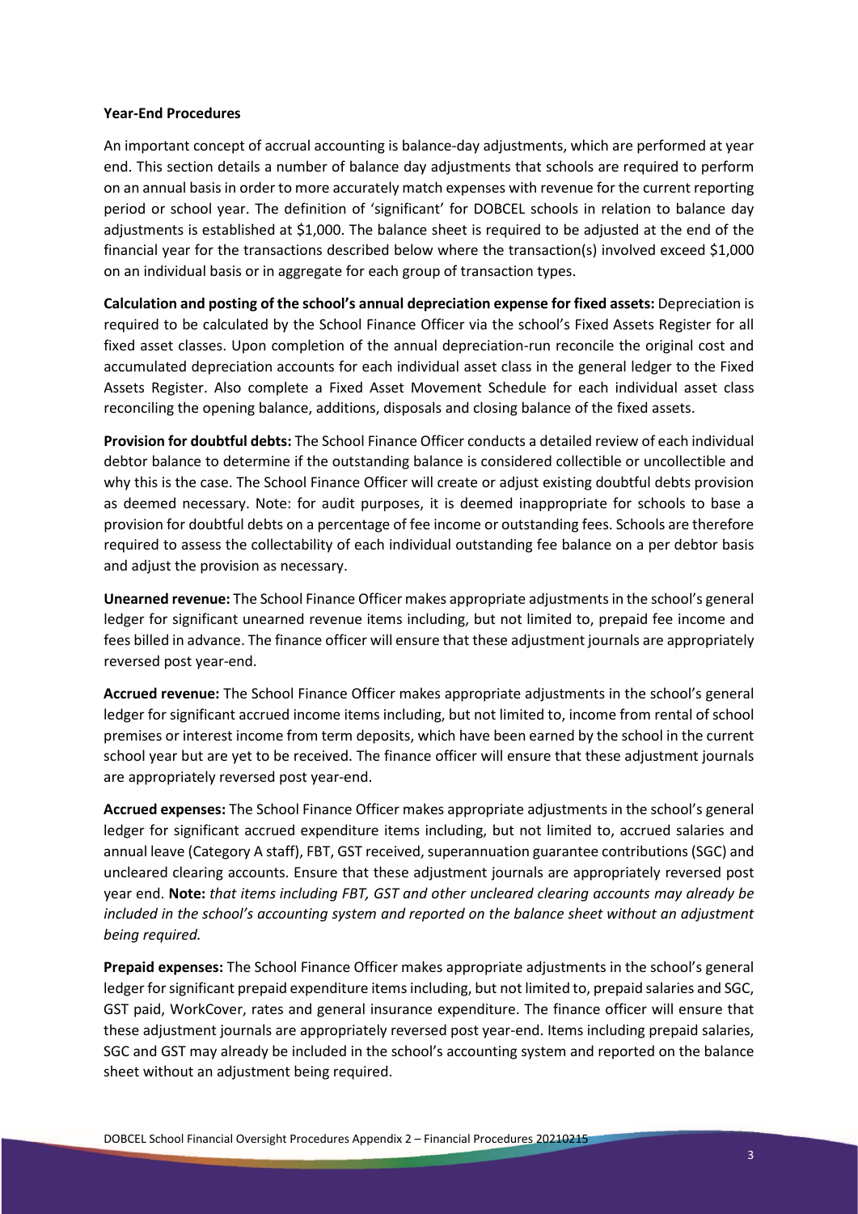**Year-End Procedures**

An important concept of accrual accounting is balance-day adjustments, which are performed at year end. This section details a number of balance day adjustments that schools are required to perform on an annual basis in order to more accurately match expenses with revenue for the current reporting period or school year. The definition of 'significant' for DOBCEL schools in relation to balance day adjustments is established at $1,000. The balance sheet is required to be adjusted at the end of the financial year for the transactions described below where the transaction(s) involved exceed $1,000 on an individual basis or in aggregate for each group of transaction types.

**Calculation and posting of the school's annual depreciation expense for fixed assets:** Depreciation is required to be calculated by the School Finance Officer via the school's Fixed Assets Register for all fixed asset classes. Upon completion of the annual depreciation-run reconcile the original cost and accumulated depreciation accounts for each individual asset class in the general ledger to the Fixed Assets Register. Also complete a Fixed Asset Movement Schedule for each individual asset class reconciling the opening balance, additions, disposals and closing balance of the fixed assets.

**Provision for doubtful debts:** The School Finance Officer conducts a detailed review of each individual debtor balance to determine if the outstanding balance is considered collectible or uncollectible and why this is the case. The School Finance Officer will create or adjust existing doubtful debts provision as deemed necessary. Note: for audit purposes, it is deemed inappropriate for schools to base a provision for doubtful debts on a percentage of fee income or outstanding fees. Schools are therefore required to assess the collectability of each individual outstanding fee balance on a per debtor basis and adjust the provision as necessary.

**Unearned revenue:** The School Finance Officer makes appropriate adjustments in the school's general ledger for significant unearned revenue items including, but not limited to, prepaid fee income and fees billed in advance. The finance officer will ensure that these adjustment journals are appropriately reversed post year-end.

**Accrued revenue:** The School Finance Officer makes appropriate adjustments in the school's general ledger for significant accrued income items including, but not limited to, income from rental of school premises or interest income from term deposits, which have been earned by the school in the current school year but are yet to be received. The finance officer will ensure that these adjustment journals are appropriately reversed post year-end.

**Accrued expenses:** The School Finance Officer makes appropriate adjustments in the school's general ledger for significant accrued expenditure items including, but not limited to, accrued salaries and annual leave (Category A staff), FBT, GST received, superannuation guarantee contributions (SGC) and uncleared clearing accounts. Ensure that these adjustment journals are appropriately reversed post year end. **Note:** *that items including FBT, GST and other uncleared clearing accounts may already be included in the school's accounting system and reported on the balance sheet without an adjustment being required.*

**Prepaid expenses:** The School Finance Officer makes appropriate adjustments in the school's general ledger for significant prepaid expenditure items including, but not limited to, prepaid salaries and SGC, GST paid, WorkCover, rates and general insurance expenditure. The finance officer will ensure that these adjustment journals are appropriately reversed post year-end. Items including prepaid salaries, SGC and GST may already be included in the school's accounting system and reported on the balance sheet without an adjustment being required.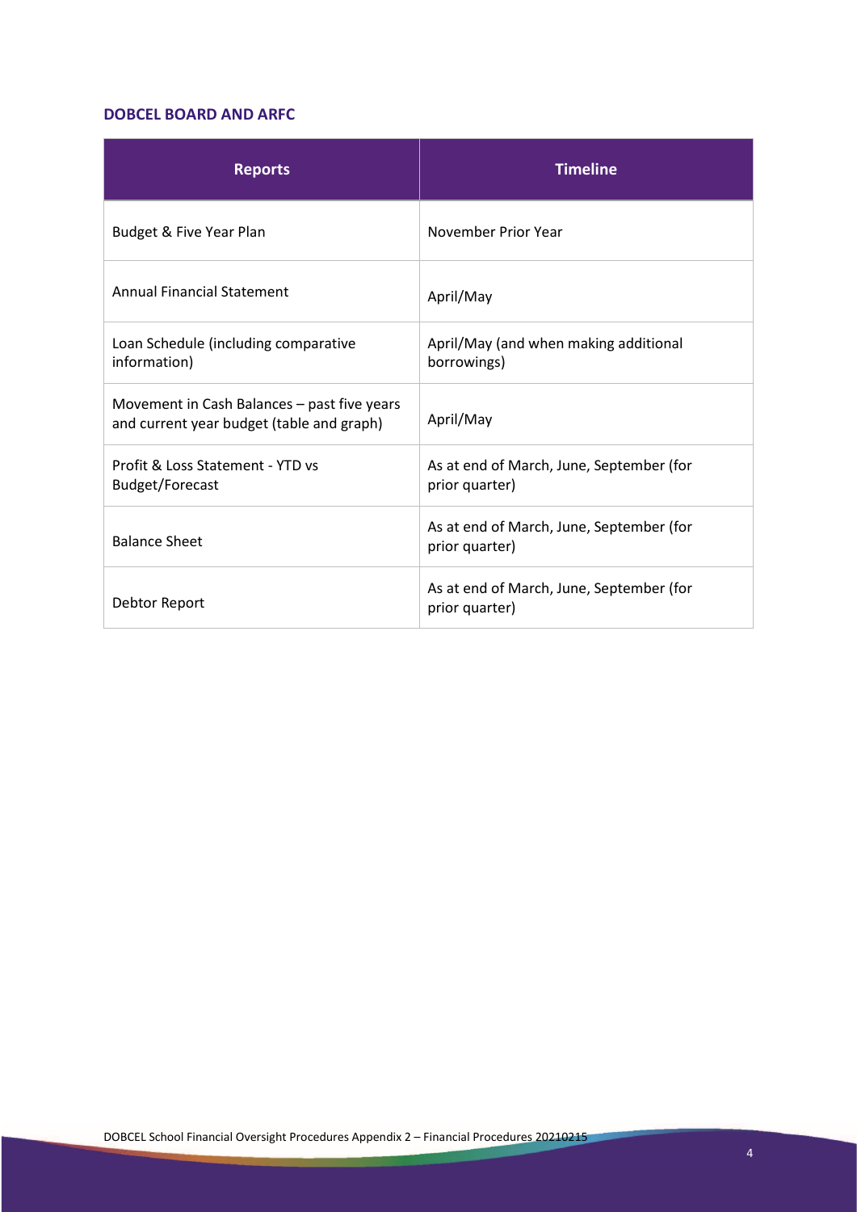### DOBCEL BOARD AND ARFC

| Reports | Timeline |
|---|---|
| Budget & Five Year Plan | November Prior Year |
| Annual Financial Statement | April/May |
| Loan Schedule (including comparative information) | April/May (and when making additional borrowings) |
| Movement in Cash Balances – past five years and current year budget (table and graph) | April/May |
| Profit & Loss Statement - YTD vs Budget/Forecast | As at end of March, June, September (for prior quarter) |
| Balance Sheet | As at end of March, June, September (for prior quarter) |
| Debtor Report | As at end of March, June, September (for prior quarter) |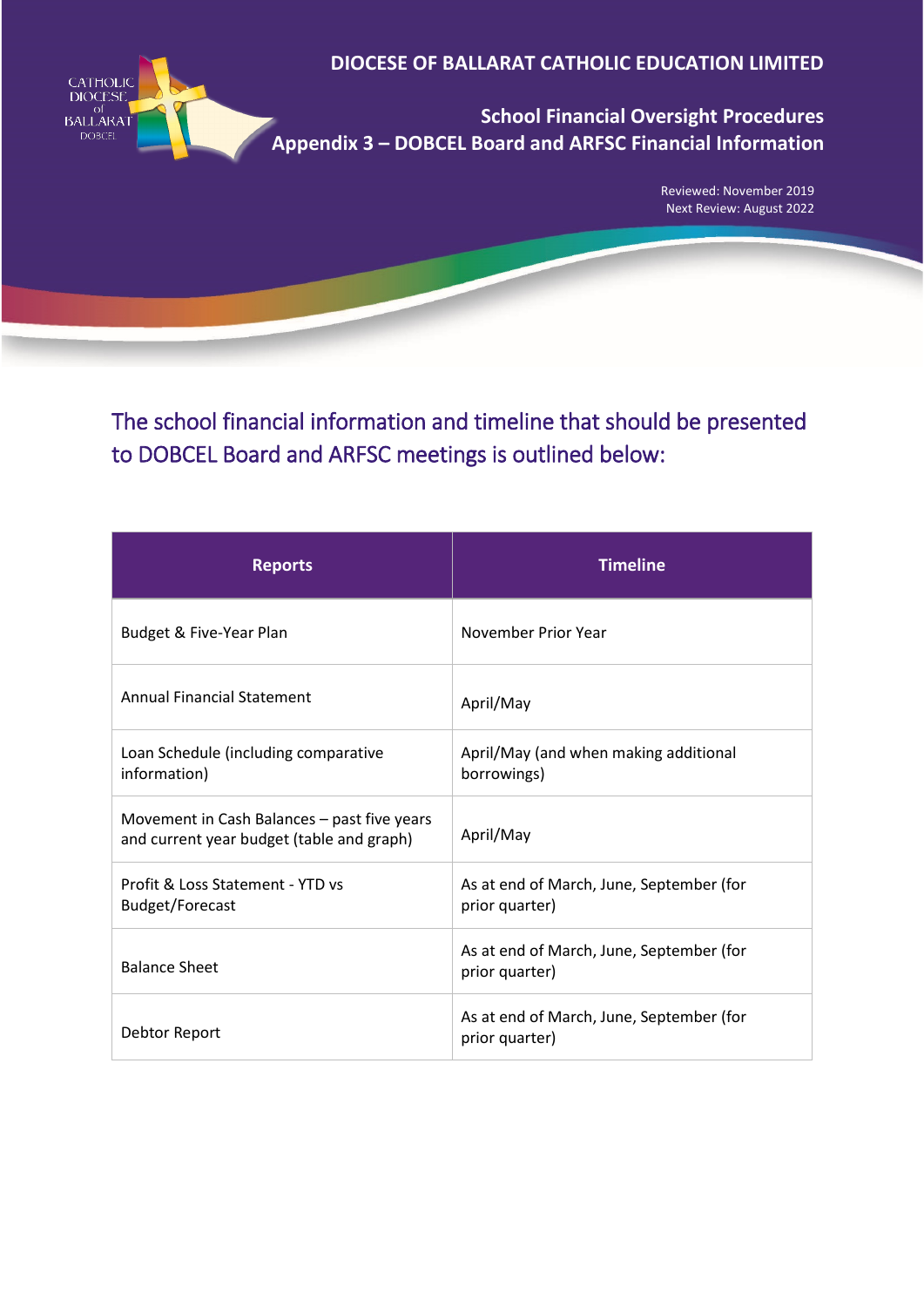# DIOCESE OF BALLARAT CATHOLIC EDUCATION LIMITED

## School Financial Oversight Procedures
## Appendix 3 – DOBCEL Board and ARFSC Financial Information

Reviewed: November 2019
Next Review: August 2022

The school financial information and timeline that should be presented to DOBCEL Board and ARFSC meetings is outlined below:

| Reports | Timeline |
|---|---|
| Budget & Five-Year Plan | November Prior Year |
| Annual Financial Statement | April/May |
| Loan Schedule (including comparative information) | April/May (and when making additional borrowings) |
| Movement in Cash Balances – past five years and current year budget (table and graph) | April/May |
| Profit & Loss Statement - YTD vs Budget/Forecast | As at end of March, June, September (for prior quarter) |
| Balance Sheet | As at end of March, June, September (for prior quarter) |
| Debtor Report | As at end of March, June, September (for prior quarter) |